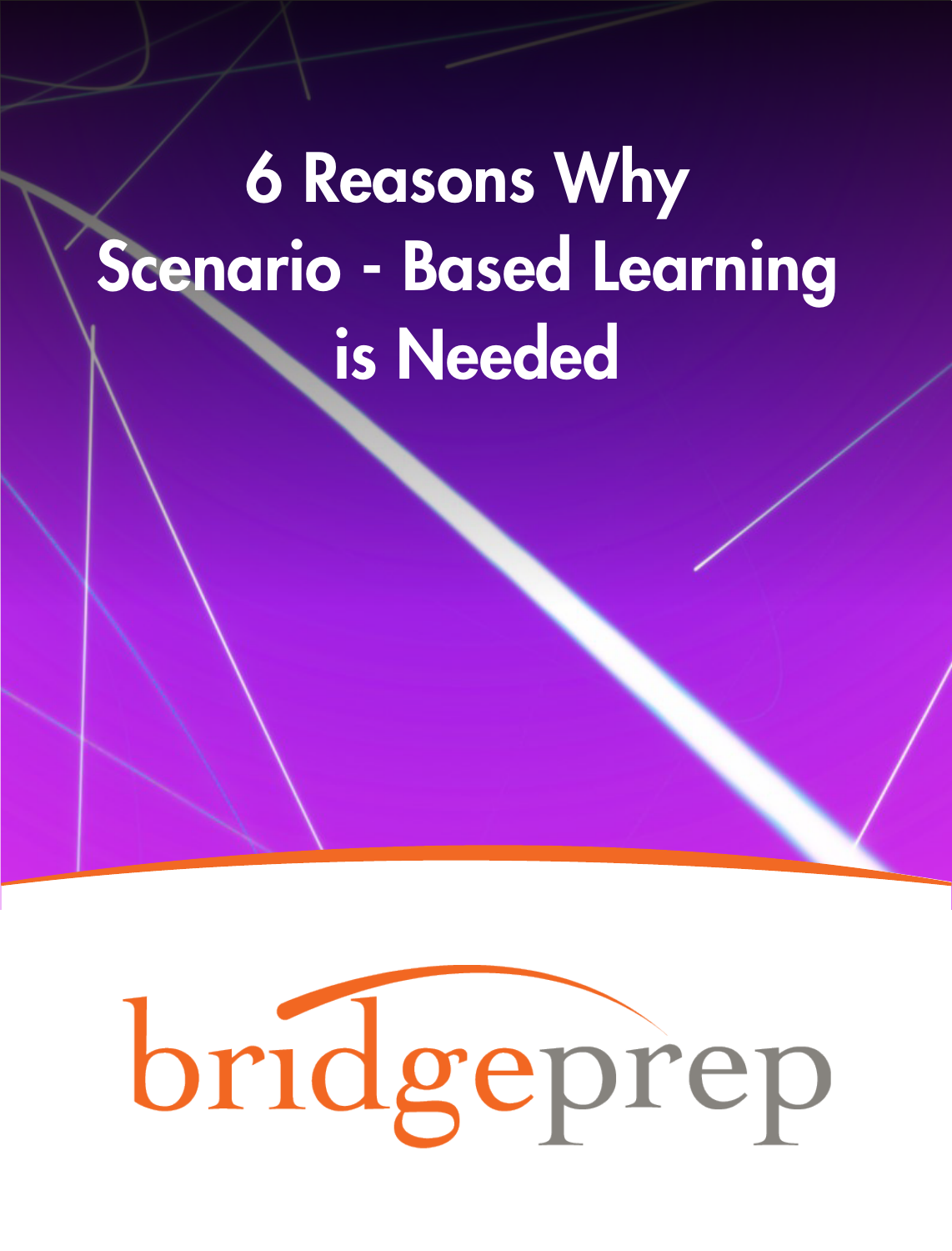# 6 Reasons Why Scenario - Based Learning is Needed

bridgeprep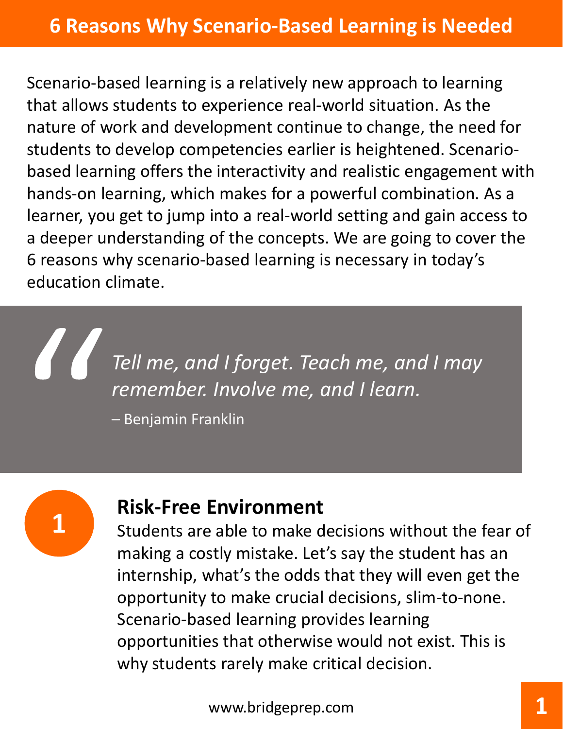# 6 Reasons Why Scenario-Based Learning is Needed

Scenario-based learning is a relatively new approach to learning that allows students to experience real-world situation. As the nature of work and development continue to change, the need for students to develop competencies earlier is heightened. Scenario-based learning offers the interactivity and realistic engagement with hands-on learning, which makes for a powerful combination. As a learner, you get to jump into a real-world setting and gain access to a deeper understanding of the concepts. We are going to cover the 6 reasons why scenario-based learning is necessary in today's education climate.

> *Tell me, and I forget. Teach me, and I may remember. Involve me, and I learn.*
>
> – Benjamin Franklin

## 1 Risk-Free Environment

Students are able to make decisions without the fear of making a costly mistake. Let's say the student has an internship, what's the odds that they will even get the opportunity to make crucial decisions, slim-to-none. Scenario-based learning provides learning opportunities that otherwise would not exist. This is why students rarely make critical decision.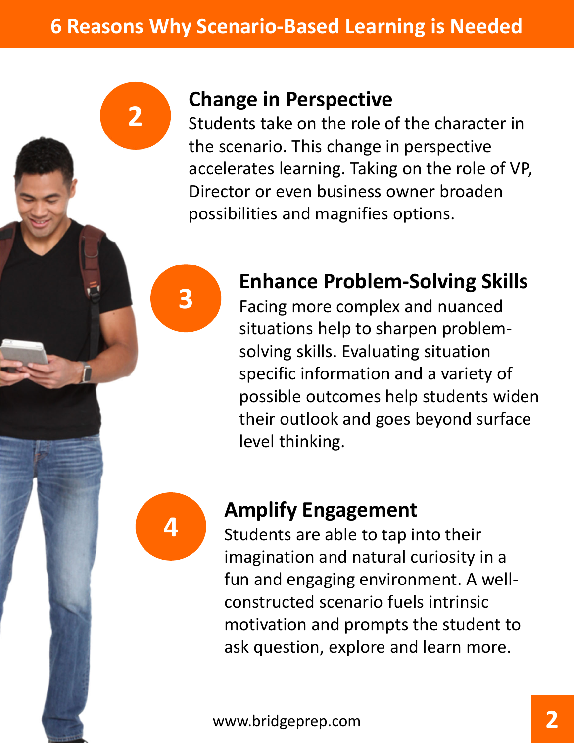# 6 Reasons Why Scenario-Based Learning is Needed

## 2 Change in Perspective

Students take on the role of the character in the scenario. This change in perspective accelerates learning. Taking on the role of VP, Director or even business owner broaden possibilities and magnifies options.

## 3 Enhance Problem-Solving Skills

Facing more complex and nuanced situations help to sharpen problem-solving skills. Evaluating situation specific information and a variety of possible outcomes help students widen their outlook and goes beyond surface level thinking.

## 4 Amplify Engagement

Students are able to tap into their imagination and natural curiosity in a fun and engaging environment. A well-constructed scenario fuels intrinsic motivation and prompts the student to ask question, explore and learn more.

www.bridgeprep.com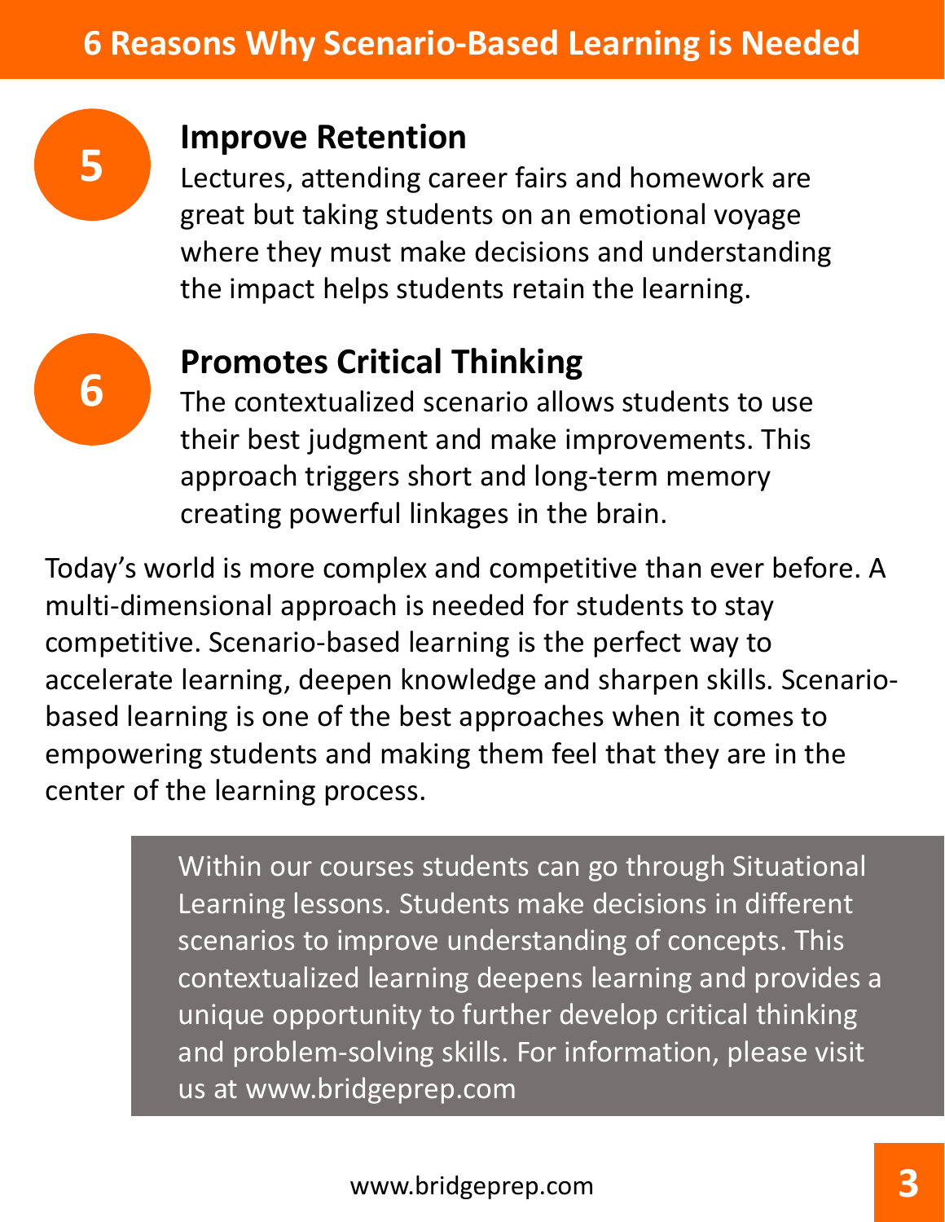## 6 Reasons Why Scenario-Based Learning is Needed

### 5 Improve Retention

Lectures, attending career fairs and homework are great but taking students on an emotional voyage where they must make decisions and understanding the impact helps students retain the learning.

### 6 Promotes Critical Thinking

The contextualized scenario allows students to use their best judgment and make improvements. This approach triggers short and long-term memory creating powerful linkages in the brain.

Today's world is more complex and competitive than ever before. A multi-dimensional approach is needed for students to stay competitive. Scenario-based learning is the perfect way to accelerate learning, deepen knowledge and sharpen skills. Scenario-based learning is one of the best approaches when it comes to empowering students and making them feel that they are in the center of the learning process.

> Within our courses students can go through Situational Learning lessons. Students make decisions in different scenarios to improve understanding of concepts. This contextualized learning deepens learning and provides a unique opportunity to further develop critical thinking and problem-solving skills. For information, please visit us at www.bridgeprep.com